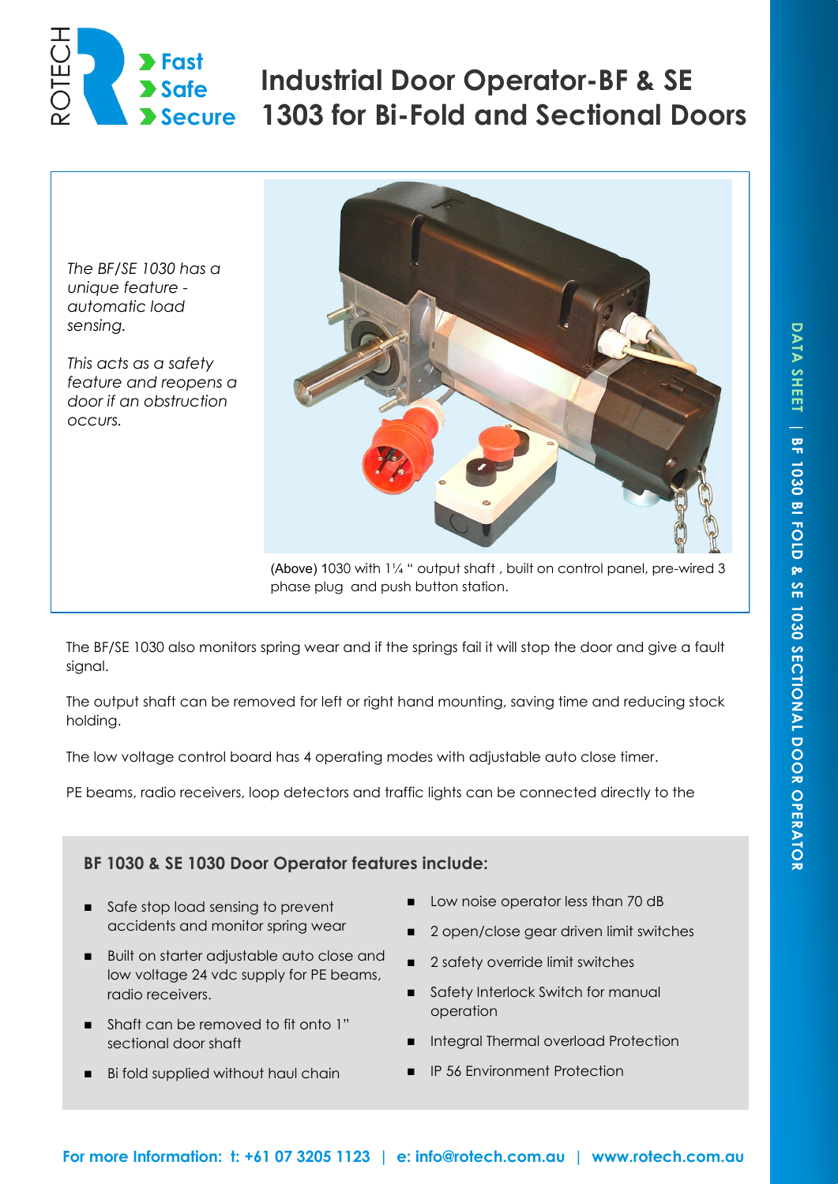# Industrial Door Operator-BF & SE 1303 for Bi-Fold and Sectional Doors

Fast
Safe
Secure

*The BF/SE 1030 has a unique feature - automatic load sensing.*

*This acts as a safety feature and reopens a door if an obstruction occurs.*

(Above) 1030 with 1¼ " output shaft , built on control panel, pre-wired 3 phase plug and push button station.

The BF/SE 1030 also monitors spring wear and if the springs fail it will stop the door and give a fault signal.

The output shaft can be removed for left or right hand mounting, saving time and reducing stock holding.

The low voltage control board has 4 operating modes with adjustable auto close timer.

PE beams, radio receivers, loop detectors and traffic lights can be connected directly to the

### BF 1030 & SE 1030 Door Operator features include:

- Safe stop load sensing to prevent accidents and monitor spring wear
- Built on starter adjustable auto close and low voltage 24 vdc supply for PE beams, radio receivers.
- Shaft can be removed to fit onto 1" sectional door shaft
- Bi fold supplied without haul chain
- Low noise operator less than 70 dB
- 2 open/close gear driven limit switches
- 2 safety override limit switches
- Safety Interlock Switch for manual operation
- Integral Thermal overload Protection
- IP 56 Environment Protection

**For more Information: t: +61 07 3205 1123 | e: info@rotech.com.au | www.rotech.com.au**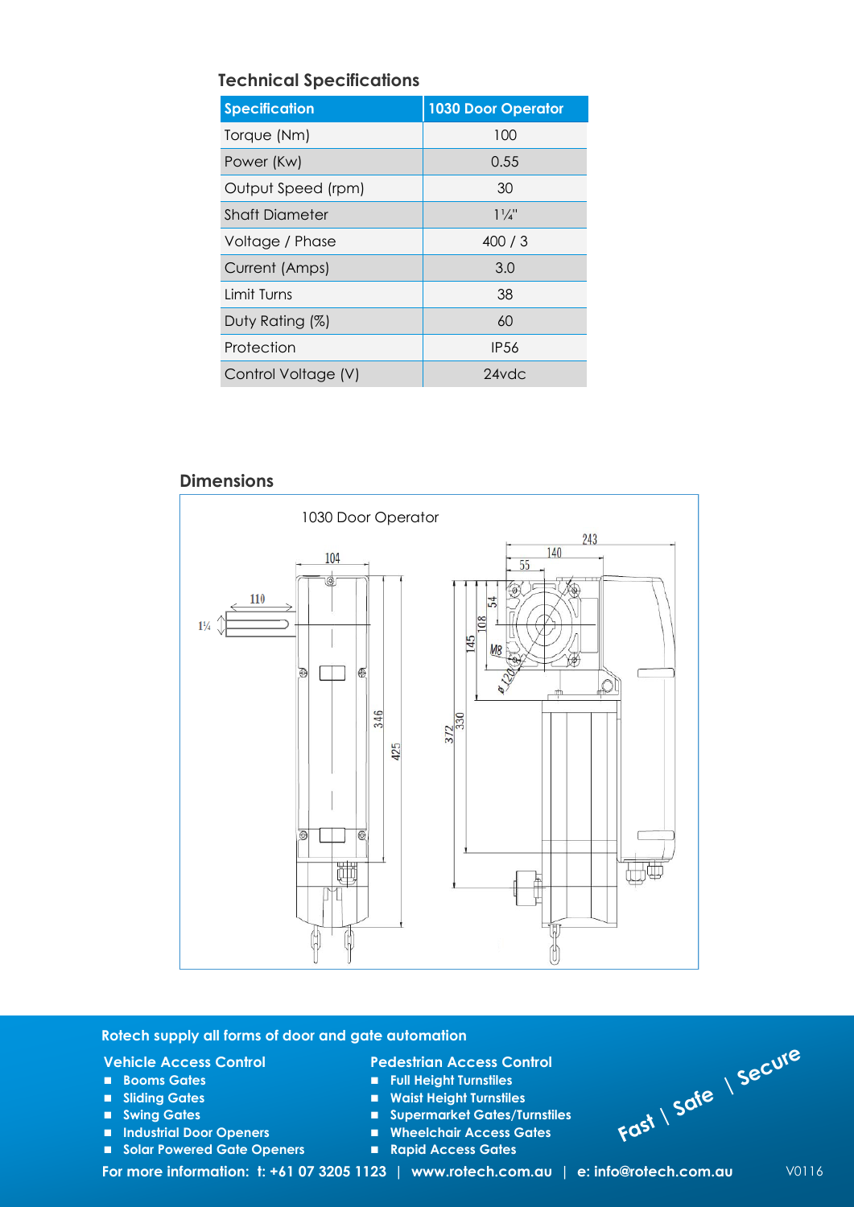## Technical Specifications

| Specification | 1030 Door Operator |
|---|---|
| Torque (Nm) | 100 |
| Power (Kw) | 0.55 |
| Output Speed (rpm) | 30 |
| Shaft Diameter | 1¼" |
| Voltage / Phase | 400 / 3 |
| Current (Amps) | 3.0 |
| Limit Turns | 38 |
| Duty Rating (%) | 60 |
| Protection | IP56 |
| Control Voltage (V) | 24vdc |

## Dimensions

1030 Door Operator

104
110
1¼
346
425
243
140
55
54
108
145
M8
ø 120
372
330

**Rotech supply all forms of door and gate automation**

**Vehicle Access Control**

- Booms Gates
- Sliding Gates
- Swing Gates
- Industrial Door Openers
- Solar Powered Gate Openers

**Pedestrian Access Control**

- Full Height Turnstiles
- Waist Height Turnstiles
- Supermarket Gates/Turnstiles
- Wheelchair Access Gates
- Rapid Access Gates

Fast | Safe | Secure

**For more information: t: +61 07 3205 1123 | www.rotech.com.au | e: info@rotech.com.au**

V0116